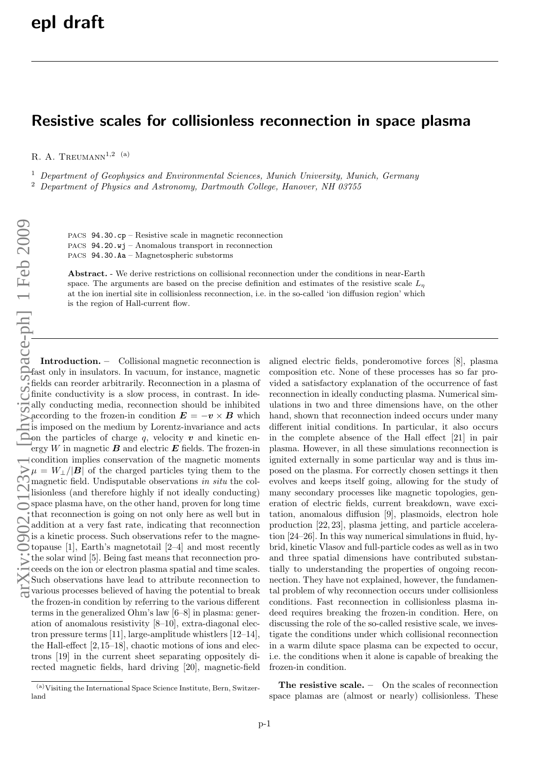# Resistive scales for collisionless reconnection in space plasma

R. A. Treumann[1,2] [(a)]

[1] *Department of Geophysics and Environmental Sciences, Munich University, Munich, Germany*
[2] *Department of Physics and Astronomy, Dartmouth College, Hanover, NH 03755*

PACS 94.30.cp – Resistive scale in magnetic reconnection
PACS 94.20.wj – Anomalous transport in reconnection
PACS 94.30.Aa – Magnetospheric substorms

**Abstract.** - We derive restrictions on collisional reconnection under the conditions in near-Earth space. The arguments are based on the precise definition and estimates of the resistive scale $L_\eta$ at the ion inertial site in collisionless reconnection, i.e. in the so-called 'ion diffusion region' which is the region of Hall-current flow.

**Introduction.** – Collisional magnetic reconnection is fast only in insulators. In vacuum, for instance, magnetic fields can reorder arbitrarily. Reconnection in a plasma of finite conductivity is a slow process, in contrast. In ideally conducting media, reconnection should be inhibited according to the frozen-in condition $\boldsymbol{E} = -\boldsymbol{v} \times \boldsymbol{B}$ which is imposed on the medium by Lorentz-invariance and acts on the particles of charge $q$, velocity $\boldsymbol{v}$ and kinetic energy $W$ in magnetic $\boldsymbol{B}$ and electric $\boldsymbol{E}$ fields. The frozen-in condition implies conservation of the magnetic moments $\mu = W_\perp/|\boldsymbol{B}|$ of the charged particles tying them to the magnetic field. Undisputable observations *in situ* the collisionless (and therefore highly if not ideally conducting) space plasma have, on the other hand, proven for long time that reconnection is going on not only here as well but in addition at a very fast rate, indicating that reconnection is a kinetic process. Such observations refer to the magnetopause [1], Earth's magnetotail [2–4] and most recently the solar wind [5]. Being fast means that reconnection proceeds on the ion or electron plasma spatial and time scales. Such observations have lead to attribute reconnection to various processes believed of having the potential to break the frozen-in condition by referring to the various different terms in the generalized Ohm's law [6–8] in plasma: generation of anomalous resistivity [8–10], extra-diagonal electron pressure terms [11], large-amplitude whistlers [12–14], the Hall-effect [2,15–18], chaotic motions of ions and electrons [19] in the current sheet separating oppositely directed magnetic fields, hard driving [20], magnetic-field aligned electric fields, ponderomotive forces [8], plasma composition etc. None of these processes has so far provided a satisfactory explanation of the occurrence of fast reconnection in ideally conducting plasma. Numerical simulations in two and three dimensions have, on the other hand, shown that reconnection indeed occurs under many different initial conditions. In particular, it also occurs in the complete absence of the Hall effect [21] in pair plasma. However, in all these simulations reconnection is ignited externally in some particular way and is thus imposed on the plasma. For correctly chosen settings it then evolves and keeps itself going, allowing for the study of many secondary processes like magnetic topologies, generation of electric fields, current breakdown, wave excitation, anomalous diffusion [9], plasmoids, electron hole production [22, 23], plasma jetting, and particle acceleration [24–26]. In this way numerical simulations in fluid, hybrid, kinetic Vlasov and full-particle codes as well as in two and three spatial dimensions have contributed substantially to understanding the properties of ongoing reconnection. They have not explained, however, the fundamental problem of why reconnection occurs under collisionless conditions. Fast reconnection in collisionless plasma indeed requires breaking the frozen-in condition. Here, on discussing the role of the so-called resistive scale, we investigate the conditions under which collisional reconnection in a warm dilute space plasma can be expected to occur, i.e. the conditions when it alone is capable of breaking the frozen-in condition.

**The resistive scale.** – On the scales of reconnection space plamas are (almost or nearly) collisionless. These

[(a)] Visiting the International Space Science Institute, Bern, Switzerland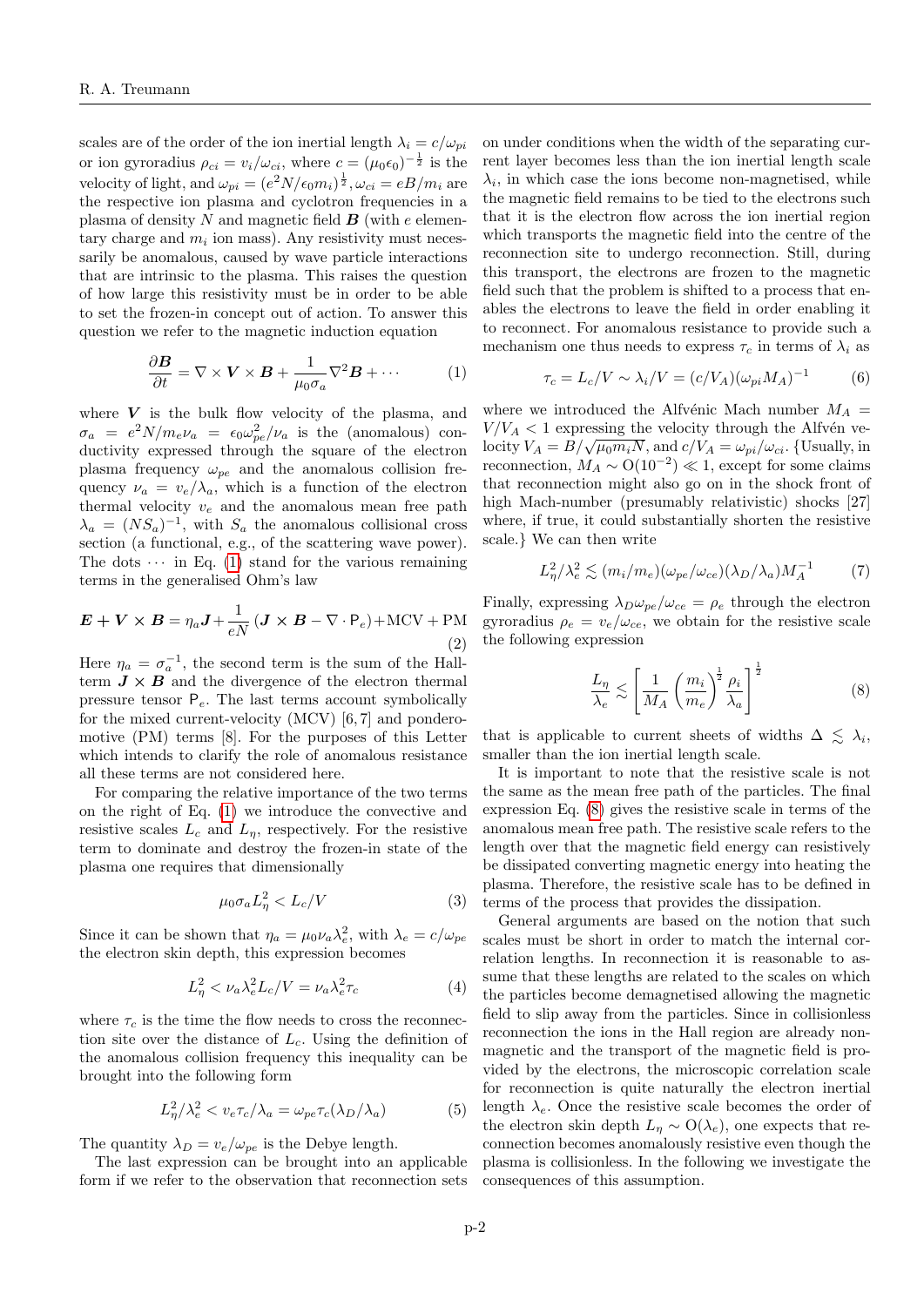scales are of the order of the ion inertial length $\lambda_i = c/\omega_{pi}$ or ion gyroradius $\rho_{ci} = v_i/\omega_{ci}$, where $c = (\mu_0\epsilon_0)^{-\frac{1}{2}}$ is the velocity of light, and $\omega_{pi} = (e^2N/\epsilon_0 m_i)^{\frac{1}{2}}, \omega_{ci} = eB/m_i$ are the respective ion plasma and cyclotron frequencies in a plasma of density $N$ and magnetic field $\boldsymbol{B}$ (with $e$ elementary charge and $m_i$ ion mass). Any resistivity must necessarily be anomalous, caused by wave particle interactions that are intrinsic to the plasma. This raises the question of how large this resistivity must be in order to be able to set the frozen-in concept out of action. To answer this question we refer to the magnetic induction equation

$$\frac{\partial \boldsymbol{B}}{\partial t} = \nabla \times \boldsymbol{V} \times \boldsymbol{B} + \frac{1}{\mu_0 \sigma_a}\nabla^2 \boldsymbol{B} + \cdots \tag{1}$$

where $\boldsymbol{V}$ is the bulk flow velocity of the plasma, and $\sigma_a = e^2N/m_e\nu_a = \epsilon_0\omega_{pe}^2/\nu_a$ is the (anomalous) conductivity expressed through the square of the electron plasma frequency $\omega_{pe}$ and the anomalous collision frequency $\nu_a = v_e/\lambda_a$, which is a function of the electron thermal velocity $v_e$ and the anomalous mean free path $\lambda_a = (NS_a)^{-1}$, with $S_a$ the anomalous collisional cross section (a functional, e.g., of the scattering wave power). The dots $\cdots$ in Eq. (1) stand for the various remaining terms in the generalised Ohm's law

$$\boldsymbol{E} + \boldsymbol{V} \times \boldsymbol{B} = \eta_a \boldsymbol{J} + \frac{1}{eN}\left(\boldsymbol{J} \times \boldsymbol{B} - \nabla \cdot \mathsf{P}_e\right) + \mathrm{MCV} + \mathrm{PM} \tag{2}$$

Here $\eta_a = \sigma_a^{-1}$, the second term is the sum of the Hall-term $\boldsymbol{J} \times \boldsymbol{B}$ and the divergence of the electron thermal pressure tensor $\mathsf{P}_e$. The last terms account symbolically for the mixed current-velocity (MCV) [6,7] and ponderomotive (PM) terms [8]. For the purposes of this Letter which intends to clarify the role of anomalous resistance all these terms are not considered here.

For comparing the relative importance of the two terms on the right of Eq. (1) we introduce the convective and resistive scales $L_c$ and $L_\eta$, respectively. For the resistive term to dominate and destroy the frozen-in state of the plasma one requires that dimensionally

$$\mu_0\sigma_a L_\eta^2 < L_c/V \tag{3}$$

Since it can be shown that $\eta_a = \mu_0\nu_a\lambda_e^2$, with $\lambda_e = c/\omega_{pe}$ the electron skin depth, this expression becomes

$$L_\eta^2 < \nu_a\lambda_e^2 L_c/V = \nu_a\lambda_e^2\tau_c \tag{4}$$

where $\tau_c$ is the time the flow needs to cross the reconnection site over the distance of $L_c$. Using the definition of the anomalous collision frequency this inequality can be brought into the following form

$$L_\eta^2/\lambda_e^2 < v_e\tau_c/\lambda_a = \omega_{pe}\tau_c(\lambda_D/\lambda_a) \tag{5}$$

The quantity $\lambda_D = v_e/\omega_{pe}$ is the Debye length.

The last expression can be brought into an applicable form if we refer to the observation that reconnection sets on under conditions when the width of the separating current layer becomes less than the ion inertial length scale $\lambda_i$, in which case the ions become non-magnetised, while the magnetic field remains to be tied to the electrons such that it is the electron flow across the ion inertial region which transports the magnetic field into the centre of the reconnection site to undergo reconnection. Still, during this transport, the electrons are frozen to the magnetic field such that the problem is shifted to a process that enables the electrons to leave the field in order enabling it to reconnect. For anomalous resistance to provide such a mechanism one thus needs to express $\tau_c$ in terms of $\lambda_i$ as

$$\tau_c = L_c/V \sim \lambda_i/V = (c/V_A)(\omega_{pi}M_A)^{-1} \tag{6}$$

where we introduced the Alfvénic Mach number $M_A = V/V_A < 1$ expressing the velocity through the Alfvén velocity $V_A = B/\sqrt{\mu_0 m_i N}$, and $c/V_A = \omega_{pi}/\omega_{ci}$. {Usually, in reconnection, $M_A \sim \mathrm{O}(10^{-2}) \ll 1$, except for some claims that reconnection might also go on in the shock front of high Mach-number (presumably relativistic) shocks [27] where, if true, it could substantially shorten the resistive scale.} We can then write

$$L_\eta^2/\lambda_e^2 \lesssim (m_i/m_e)(\omega_{pe}/\omega_{ce})(\lambda_D/\lambda_a)M_A^{-1} \tag{7}$$

Finally, expressing $\lambda_D\omega_{pe}/\omega_{ce} = \rho_e$ through the electron gyroradius $\rho_e = v_e/\omega_{ce}$, we obtain for the resistive scale the following expression

$$\frac{L_\eta}{\lambda_e} \lesssim \left[\frac{1}{M_A}\left(\frac{m_i}{m_e}\right)^{\frac{1}{2}}\frac{\rho_i}{\lambda_a}\right]^{\frac{1}{2}} \tag{8}$$

that is applicable to current sheets of widths $\Delta \lesssim \lambda_i$, smaller than the ion inertial length scale.

It is important to note that the resistive scale is not the same as the mean free path of the particles. The final expression Eq. (8) gives the resistive scale in terms of the anomalous mean free path. The resistive scale refers to the length over that the magnetic field energy can resistively be dissipated converting magnetic energy into heating the plasma. Therefore, the resistive scale has to be defined in terms of the process that provides the dissipation.

General arguments are based on the notion that such scales must be short in order to match the internal correlation lengths. In reconnection it is reasonable to assume that these lengths are related to the scales on which the particles become demagnetised allowing the magnetic field to slip away from the particles. Since in collisionless reconnection the ions in the Hall region are already nonmagnetic and the transport of the magnetic field is provided by the electrons, the microscopic correlation scale for reconnection is quite naturally the electron inertial length $\lambda_e$. Once the resistive scale becomes the order of the electron skin depth $L_\eta \sim \mathrm{O}(\lambda_e)$, one expects that reconnection becomes anomalously resistive even though the plasma is collisionless. In the following we investigate the consequences of this assumption.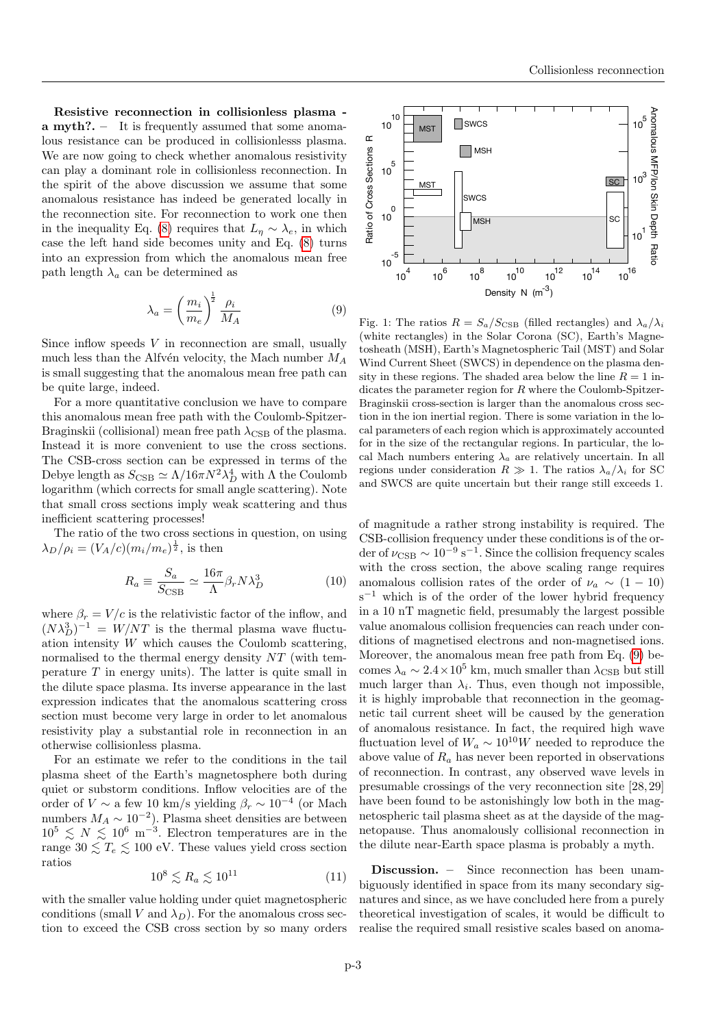**Resistive reconnection in collisionless plasma - a myth?.** – It is frequently assumed that some anomalous resistance can be produced in collisionlesss plasma. We are now going to check whether anomalous resistivity can play a dominant role in collisionless reconnection. In the spirit of the above discussion we assume that some anomalous resistance has indeed be generated locally in the reconnection site. For reconnection to work one then in the inequality Eq. (8) requires that $L_\eta \sim \lambda_e$, in which case the left hand side becomes unity and Eq. (8) turns into an expression from which the anomalous mean free path length $\lambda_a$ can be determined as

$$\lambda_a = \left(\frac{m_i}{m_e}\right)^{\frac{1}{2}} \frac{\rho_i}{M_A} \tag{9}$$

Since inflow speeds $V$ in reconnection are small, usually much less than the Alfvén velocity, the Mach number $M_A$ is small suggesting that the anomalous mean free path can be quite large, indeed.

For a more quantitative conclusion we have to compare this anomalous mean free path with the Coulomb-Spitzer-Braginskii (collisional) mean free path $\lambda_{\rm CSB}$ of the plasma. Instead it is more convenient to use the cross sections. The CSB-cross section can be expressed in terms of the Debye length as $S_{\rm CSB} \simeq \Lambda/16\pi N^2\lambda_D^4$ with $\Lambda$ the Coulomb logarithm (which corrects for small angle scattering). Note that small cross sections imply weak scattering and thus inefficient scattering processes!

The ratio of the two cross sections in question, on using $\lambda_D/\rho_i = (V_A/c)(m_i/m_e)^{\frac{1}{2}}$, is then

$$R_a \equiv \frac{S_a}{S_{\rm CSB}} \simeq \frac{16\pi}{\Lambda}\beta_r N \lambda_D^3 \tag{10}$$

where $\beta_r = V/c$ is the relativistic factor of the inflow, and $(N\lambda_D^3)^{-1} = W/NT$ is the thermal plasma wave fluctuation intensity $W$ which causes the Coulomb scattering, normalised to the thermal energy density $NT$ (with temperature $T$ in energy units). The latter is quite small in the dilute space plasma. Its inverse appearance in the last expression indicates that the anomalous scattering cross section must become very large in order to let anomalous resistivity play a substantial role in reconnection in an otherwise collisionless plasma.

For an estimate we refer to the conditions in the tail plasma sheet of the Earth's magnetosphere both during quiet or substorm conditions. Inflow velocities are of the order of $V \sim$ a few 10 km/s yielding $\beta_r \sim 10^{-4}$ (or Mach numbers $M_A \sim 10^{-2}$). Plasma sheet densities are between $10^5 \lesssim N \lesssim 10^6$ m$^{-3}$. Electron temperatures are in the range $30 \lesssim T_e \lesssim 100$ eV. These values yield cross section ratios

$$10^8 \lesssim R_a \lesssim 10^{11} \tag{11}$$

with the smaller value holding under quiet magnetospheric conditions (small $V$ and $\lambda_D$). For the anomalous cross section to exceed the CSB cross section by so many orders of magnitude a rather strong instability is required. The CSB-collision frequency under these conditions is of the order of $\nu_{\rm CSB} \sim 10^{-9}$ s$^{-1}$. Since the collision frequency scales with the cross section, the above scaling range requires anomalous collision rates of the order of $\nu_a \sim (1-10)$ s$^{-1}$ which is of the order of the lower hybrid frequency in a 10 nT magnetic field, presumably the largest possible value anomalous collision frequencies can reach under conditions of magnetised electrons and non-magnetised ions. Moreover, the anomalous mean free path from Eq. (9) becomes $\lambda_a \sim 2.4\times10^5$ km, much smaller than $\lambda_{\rm CSB}$ but still much larger than $\lambda_i$. Thus, even though not impossible, it is highly improbable that reconnection in the geomagnetic tail current sheet will be caused by the generation of anomalous resistance. In fact, the required high wave fluctuation level of $W_a \sim 10^{10}W$ needed to reproduce the above value of $R_a$ has never been reported in observations of reconnection. In contrast, any observed wave levels in presumable crossings of the very reconnection site [28, 29] have been found to be astonishingly low both in the magnetospheric tail plasma sheet as at the dayside of the magnetopause. Thus anomalously collisional reconnection in the dilute near-Earth space plasma is probably a myth.

Fig. 1: The ratios $R = S_a/S_{\rm CSB}$ (filled rectangles) and $\lambda_a/\lambda_i$ (white rectangles) in the Solar Corona (SC), Earth's Magnetosheath (MSH), Earth's Magnetospheric Tail (MST) and Solar Wind Current Sheet (SWCS) in dependence on the plasma density in these regions. The shaded area below the line $R = 1$ indicates the parameter region for $R$ where the Coulomb-Spitzer-Braginskii cross-section is larger than the anomalous cross section in the ion inertial region. There is some variation in the local parameters of each region which is approximately accounted for in the size of the rectangular regions. In particular, the local Mach numbers entering $\lambda_a$ are relatively uncertain. In all regions under consideration $R \gg 1$. The ratios $\lambda_a/\lambda_i$ for SC and SWCS are quite uncertain but their range still exceeds 1.

**Discussion.** – Since reconnection has been unambiguously identified in space from its many secondary signatures and since, as we have concluded here from a purely theoretical investigation of scales, it would be difficult to realise the required small resistive scales based on anoma-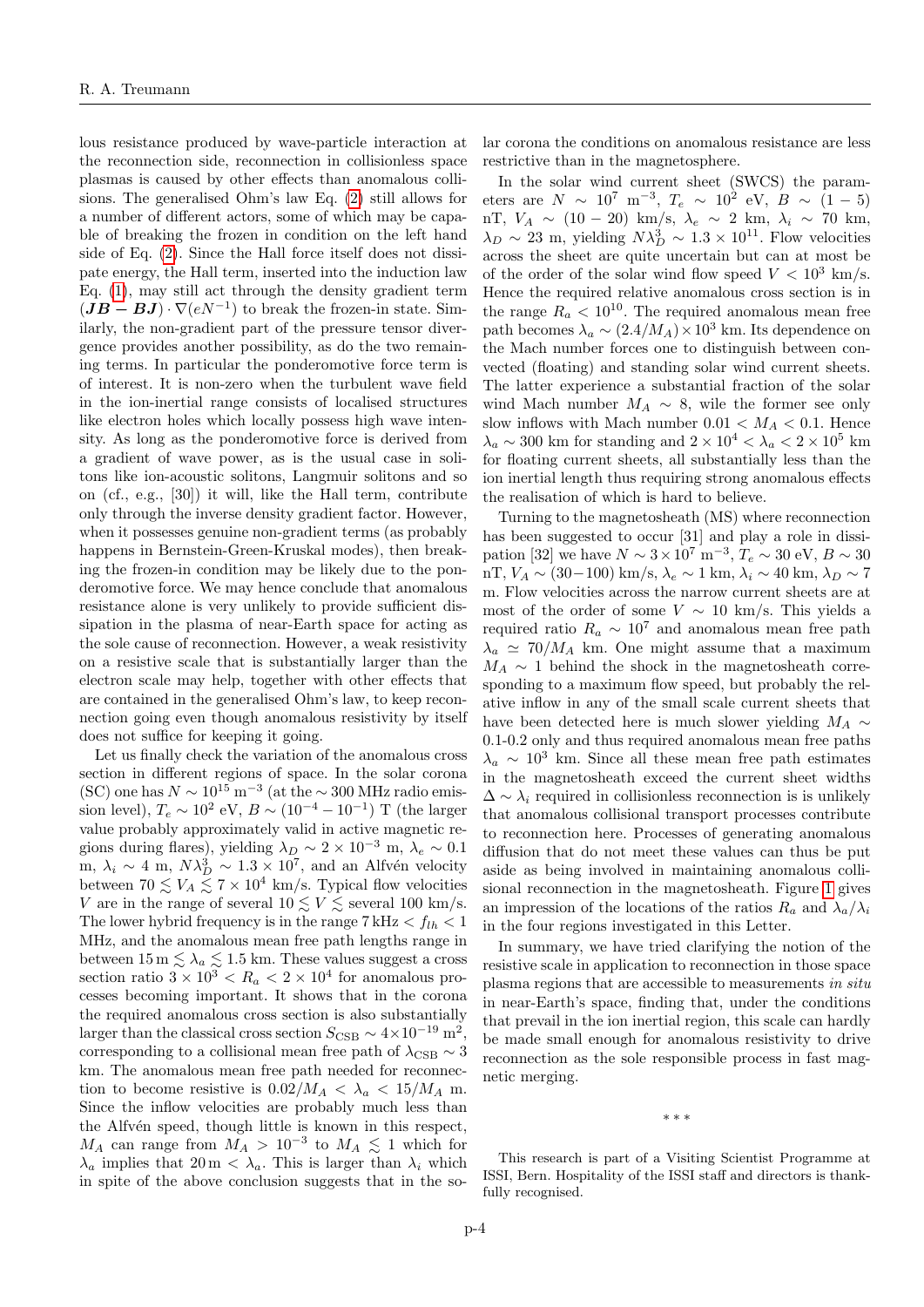lous resistance produced by wave-particle interaction at the reconnection side, reconnection in collisionless space plasmas is caused by other effects than anomalous collisions. The generalised Ohm's law Eq. (2) still allows for a number of different actors, some of which may be capable of breaking the frozen in condition on the left hand side of Eq. (2). Since the Hall force itself does not dissipate energy, the Hall term, inserted into the induction law Eq. (1), may still act through the density gradient term $(\boldsymbol{JB} - \boldsymbol{BJ})\cdot\nabla(eN^{-1})$ to break the frozen-in state. Similarly, the non-gradient part of the pressure tensor divergence provides another possibility, as do the two remaining terms. In particular the ponderomotive force term is of interest. It is non-zero when the turbulent wave field in the ion-inertial range consists of localised structures like electron holes which locally possess high wave intensity. As long as the ponderomotive force is derived from a gradient of wave power, as is the usual case in solitons like ion-acoustic solitons, Langmuir solitons and so on (cf., e.g., [30]) it will, like the Hall term, contribute only through the inverse density gradient factor. However, when it possesses genuine non-gradient terms (as probably happens in Bernstein-Green-Kruskal modes), then breaking the frozen-in condition may be likely due to the ponderomotive force. We may hence conclude that anomalous resistance alone is very unlikely to provide sufficient dissipation in the plasma of near-Earth space for acting as the sole cause of reconnection. However, a weak resistivity on a resistive scale that is substantially larger than the electron scale may help, together with other effects that are contained in the generalised Ohm's law, to keep reconnection going even though anomalous resistivity by itself does not suffice for keeping it going.

Let us finally check the variation of the anomalous cross section in different regions of space. In the solar corona (SC) one has $N \sim 10^{15}\,\mathrm{m}^{-3}$ (at the $\sim 300$ MHz radio emission level), $T_e \sim 10^2$ eV, $B \sim (10^{-4} - 10^{-1})$ T (the larger value probably approximately valid in active magnetic regions during flares), yielding $\lambda_D \sim 2\times 10^{-3}$ m, $\lambda_e \sim 0.1$ m, $\lambda_i \sim 4$ m, $N\lambda_D^3 \sim 1.3\times 10^7$, and an Alfvén velocity between $70 \lesssim V_A \lesssim 7\times 10^4$ km/s. Typical flow velocities $V$ are in the range of several $10 \lesssim V \lesssim$ several 100 km/s. The lower hybrid frequency is in the range $7\,\mathrm{kHz} < f_{lh} < 1$ MHz, and the anomalous mean free path lengths range in between $15\,\mathrm{m} \lesssim \lambda_a \lesssim 1.5$ km. These values suggest a cross section ratio $3\times 10^3 < R_a < 2\times 10^4$ for anomalous processes becoming important. It shows that in the corona the required anomalous cross section is also substantially larger than the classical cross section $S_{\rm CSB} \sim 4\times 10^{-19}\,\mathrm{m}^2$, corresponding to a collisional mean free path of $\lambda_{\rm CSB} \sim 3$ km. The anomalous mean free path needed for reconnection to become resistive is $0.02/M_A < \lambda_a < 15/M_A$ m. Since the inflow velocities are probably much less than the Alfvén speed, though little is known in this respect, $M_A$ can range from $M_A > 10^{-3}$ to $M_A \lesssim 1$ which for $\lambda_a$ implies that $20\,\mathrm{m} < \lambda_a$. This is larger than $\lambda_i$ which in spite of the above conclusion suggests that in the solar corona the conditions on anomalous resistance are less restrictive than in the magnetosphere.

In the solar wind current sheet (SWCS) the parameters are $N \sim 10^7\ \mathrm{m}^{-3}$, $T_e \sim 10^2$ eV, $B \sim (1-5)$ nT, $V_A \sim (10-20)$ km/s, $\lambda_e \sim 2$ km, $\lambda_i \sim 70$ km, $\lambda_D \sim 23$ m, yielding $N\lambda_D^3 \sim 1.3\times 10^{11}$. Flow velocities across the sheet are quite uncertain but can at most be of the order of the solar wind flow speed $V < 10^3$ km/s. Hence the required relative anomalous cross section is in the range $R_a < 10^{10}$. The required anomalous mean free path becomes $\lambda_a \sim (2.4/M_A)\times 10^3$ km. Its dependence on the Mach number forces one to distinguish between convected (floating) and standing solar wind current sheets. The latter experience a substantial fraction of the solar wind Mach number $M_A \sim 8$, wile the former see only slow inflows with Mach number $0.01 < M_A < 0.1$. Hence $\lambda_a \sim 300$ km for standing and $2\times 10^4 < \lambda_a < 2\times 10^5$ km for floating current sheets, all substantially less than the ion inertial length thus requiring strong anomalous effects the realisation of which is hard to believe.

Turning to the magnetosheath (MS) where reconnection has been suggested to occur [31] and play a role in dissipation [32] we have $N \sim 3\times 10^7\ \mathrm{m}^{-3}$, $T_e \sim 30$ eV, $B \sim 30$ nT, $V_A \sim (30-100)$ km/s, $\lambda_e \sim 1$ km, $\lambda_i \sim 40$ km, $\lambda_D \sim 7$ m. Flow velocities across the narrow current sheets are at most of the order of some $V \sim 10$ km/s. This yields a required ratio $R_a \sim 10^7$ and anomalous mean free path $\lambda_a \simeq 70/M_A$ km. One might assume that a maximum $M_A \sim 1$ behind the shock in the magnetosheath corresponding to a maximum flow speed, but probably the relative inflow in any of the small scale current sheets that have been detected here is much slower yielding $M_A \sim$ 0.1-0.2 only and thus required anomalous mean free paths $\lambda_a \sim 10^3$ km. Since all these mean free path estimates in the magnetosheath exceed the current sheet widths $\Delta \sim \lambda_i$ required in collisionless reconnection is is unlikely that anomalous collisional transport processes contribute to reconnection here. Processes of generating anomalous diffusion that do not meet these values can thus be put aside as being involved in maintaining anomalous collisional reconnection in the magnetosheath. Figure 1 gives an impression of the locations of the ratios $R_a$ and $\lambda_a/\lambda_i$ in the four regions investigated in this Letter.

In summary, we have tried clarifying the notion of the resistive scale in application to reconnection in those space plasma regions that are accessible to measurements *in situ* in near-Earth's space, finding that, under the conditions that prevail in the ion inertial region, this scale can hardly be made small enough for anomalous resistivity to drive reconnection as the sole responsible process in fast magnetic merging.

\* \* \*

This research is part of a Visiting Scientist Programme at ISSI, Bern. Hospitality of the ISSI staff and directors is thankfully recognised.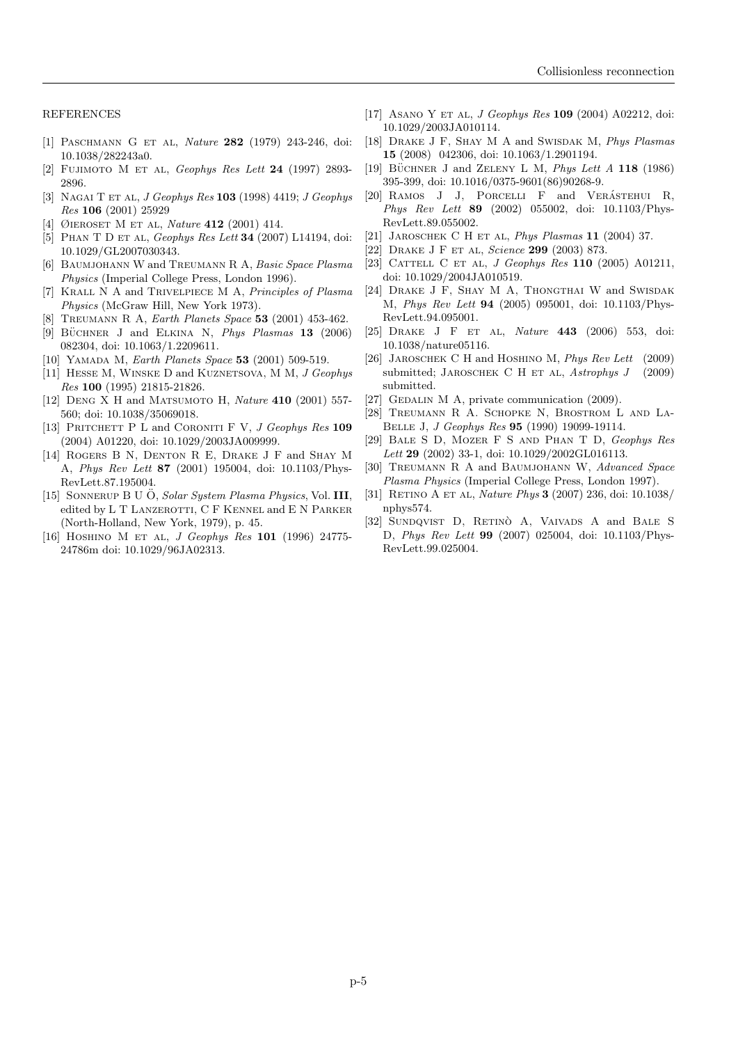REFERENCES

[1] Paschmann G et al, *Nature* **282** (1979) 243-246, doi: 10.1038/282243a0.
[2] Fujimoto M et al, *Geophys Res Lett* **24** (1997) 2893-2896.
[3] Nagai T et al, *J Geophys Res* **103** (1998) 4419; *J Geophys Res* **106** (2001) 25929
[4] Øieroset M et al, *Nature* **412** (2001) 414.
[5] Phan T D et al, *Geophys Res Lett* **34** (2007) L14194, doi: 10.1029/GL2007030343.
[6] Baumjohann W and Treumann R A, *Basic Space Plasma Physics* (Imperial College Press, London 1996).
[7] Krall N A and Trivelpiece M A, *Principles of Plasma Physics* (McGraw Hill, New York 1973).
[8] Treumann R A, *Earth Planets Space* **53** (2001) 453-462.
[9] Büchner J and Elkina N, *Phys Plasmas* **13** (2006) 082304, doi: 10.1063/1.2209611.
[10] Yamada M, *Earth Planets Space* **53** (2001) 509-519.
[11] Hesse M, Winske D and Kuznetsova, M M, *J Geophys Res* **100** (1995) 21815-21826.
[12] Deng X H and Matsumoto H, *Nature* **410** (2001) 557-560; doi: 10.1038/35069018.
[13] Pritchett P L and Coroniti F V, *J Geophys Res* **109** (2004) A01220, doi: 10.1029/2003JA009999.
[14] Rogers B N, Denton R E, Drake J F and Shay M A, *Phys Rev Lett* **87** (2001) 195004, doi: 10.1103/PhysRevLett.87.195004.
[15] Sonnerup B U Ö, *Solar System Plasma Physics*, Vol. **III**, edited by L T Lanzerotti, C F Kennel and E N Parker (North-Holland, New York, 1979), p. 45.
[16] Hoshino M et al, *J Geophys Res* **101** (1996) 24775-24786m doi: 10.1029/96JA02313.
[17] Asano Y et al, *J Geophys Res* **109** (2004) A02212, doi: 10.1029/2003JA010114.
[18] Drake J F, Shay M A and Swisdak M, *Phys Plasmas* **15** (2008) 042306, doi: 10.1063/1.2901194.
[19] Büchner J and Zeleny L M, *Phys Lett A* **118** (1986) 395-399, doi: 10.1016/0375-9601(86)90268-9.
[20] Ramos J J, Porcelli F and Verástehui R, *Phys Rev Lett* **89** (2002) 055002, doi: 10.1103/PhysRevLett.89.055002.
[21] Jaroschek C H et al, *Phys Plasmas* **11** (2004) 37.
[22] Drake J F et al, *Science* **299** (2003) 873.
[23] Cattell C et al, *J Geophys Res* **110** (2005) A01211, doi: 10.1029/2004JA010519.
[24] Drake J F, Shay M A, Thongthai W and Swisdak M, *Phys Rev Lett* **94** (2005) 095001, doi: 10.1103/PhysRevLett.94.095001.
[25] Drake J F et al, *Nature* **443** (2006) 553, doi: 10.1038/nature05116.
[26] Jaroschek C H and Hoshino M, *Phys Rev Lett* (2009) submitted; Jaroschek C H et al, *Astrophys J* (2009) submitted.
[27] Gedalin M A, private communication (2009).
[28] Treumann R A. Schopke N, Brostrom L and LaBelle J, *J Geophys Res* **95** (1990) 19099-19114.
[29] Bale S D, Mozer F S and Phan T D, *Geophys Res Lett* **29** (2002) 33-1, doi: 10.1029/2002GL016113.
[30] Treumann R A and Baumjohann W, *Advanced Space Plasma Physics* (Imperial College Press, London 1997).
[31] Retino A et al, *Nature Phys* **3** (2007) 236, doi: 10.1038/nphys574.
[32] Sundqvist D, Retinò A, Vaivads A and Bale S D, *Phys Rev Lett* **99** (2007) 025004, doi: 10.1103/PhysRevLett.99.025004.